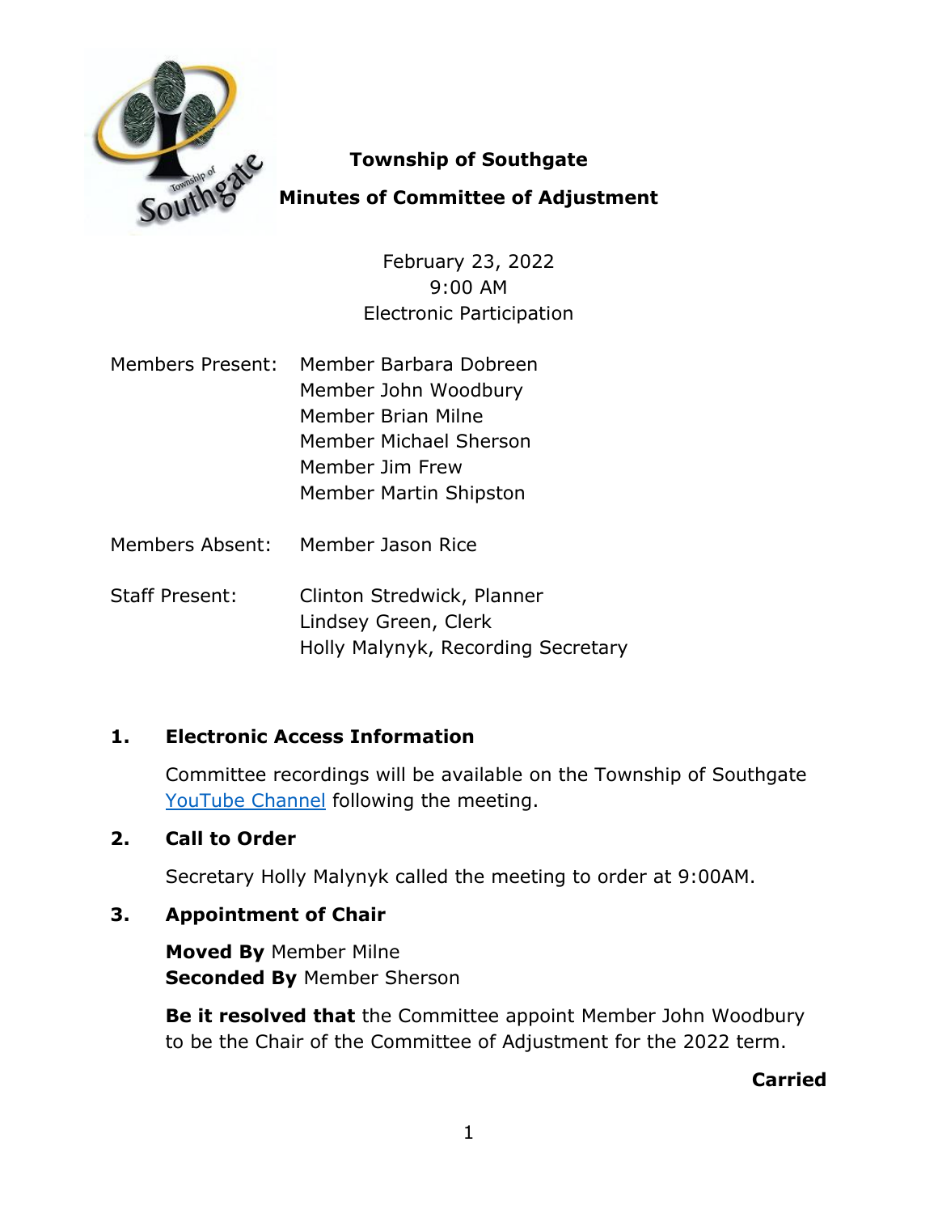# Township of Southgate

## Minutes of Committee of Adjustment

February 23, 2022
9:00 AM
Electronic Participation

| | |
|---|---|
| Members Present: | Member Barbara Dobreen<br>Member John Woodbury<br>Member Brian Milne<br>Member Michael Sherson<br>Member Jim Frew<br>Member Martin Shipston |
| Members Absent: | Member Jason Rice |
| Staff Present: | Clinton Stredwick, Planner<br>Lindsey Green, Clerk<br>Holly Malynyk, Recording Secretary |

### 1. Electronic Access Information

Committee recordings will be available on the Township of Southgate YouTube Channel following the meeting.

### 2. Call to Order

Secretary Holly Malynyk called the meeting to order at 9:00AM.

### 3. Appointment of Chair

**Moved By** Member Milne
**Seconded By** Member Sherson

**Be it resolved that** the Committee appoint Member John Woodbury to be the Chair of the Committee of Adjustment for the 2022 term.

**Carried**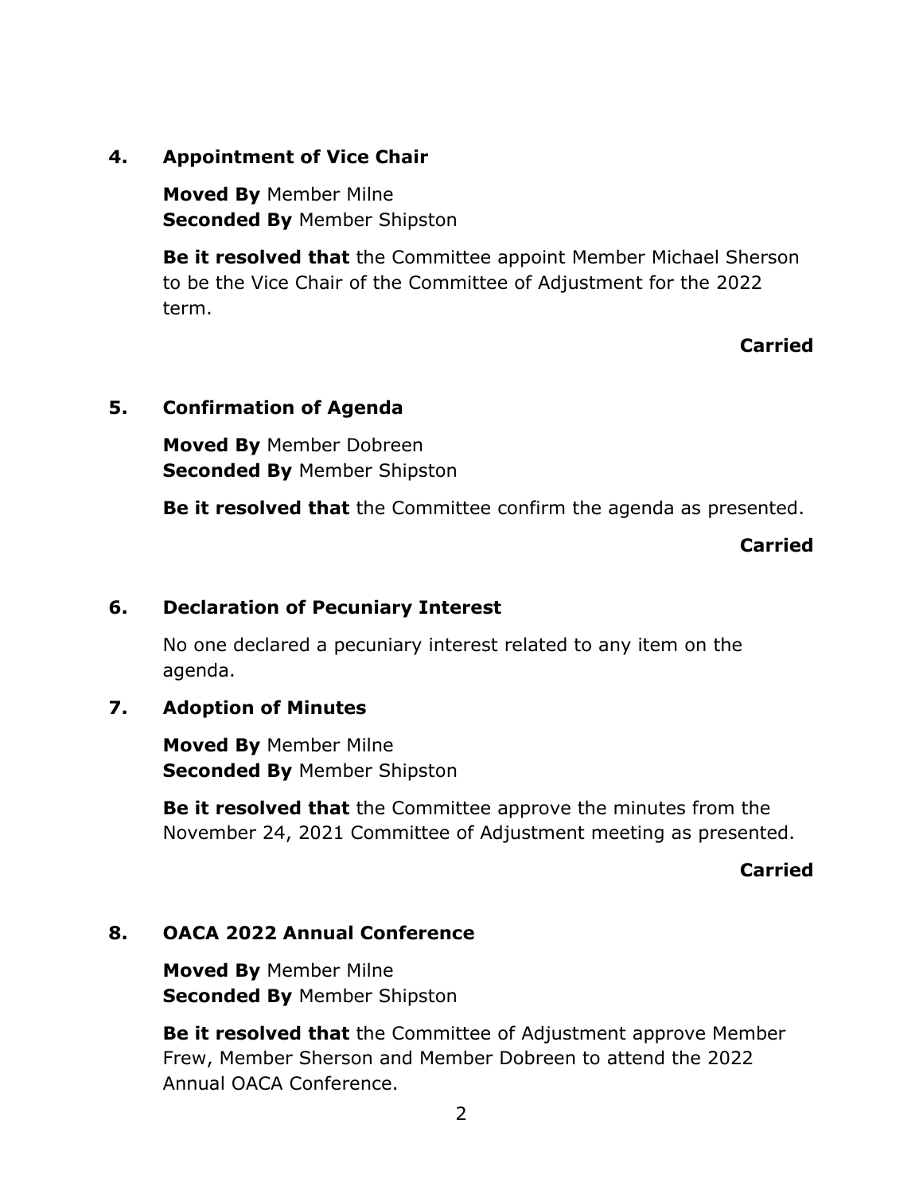## 4. Appointment of Vice Chair

**Moved By** Member Milne
**Seconded By** Member Shipston

**Be it resolved that** the Committee appoint Member Michael Sherson to be the Vice Chair of the Committee of Adjustment for the 2022 term.

**Carried**

## 5. Confirmation of Agenda

**Moved By** Member Dobreen
**Seconded By** Member Shipston

**Be it resolved that** the Committee confirm the agenda as presented.

**Carried**

## 6. Declaration of Pecuniary Interest

No one declared a pecuniary interest related to any item on the agenda.

## 7. Adoption of Minutes

**Moved By** Member Milne
**Seconded By** Member Shipston

**Be it resolved that** the Committee approve the minutes from the November 24, 2021 Committee of Adjustment meeting as presented.

**Carried**

## 8. OACA 2022 Annual Conference

**Moved By** Member Milne
**Seconded By** Member Shipston

**Be it resolved that** the Committee of Adjustment approve Member Frew, Member Sherson and Member Dobreen to attend the 2022 Annual OACA Conference.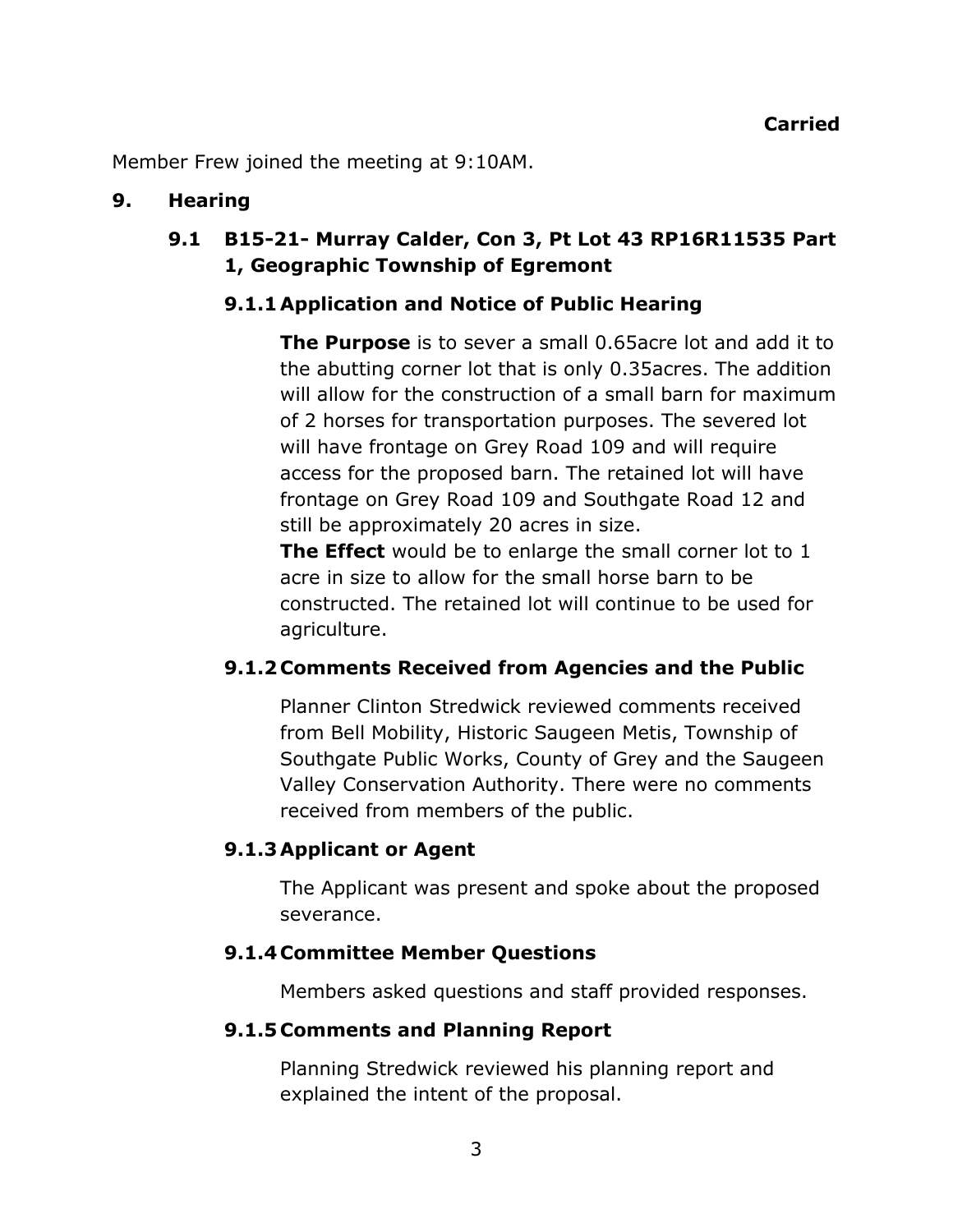**Carried**

Member Frew joined the meeting at 9:10AM.

## 9. Hearing

### 9.1 B15-21- Murray Calder, Con 3, Pt Lot 43 RP16R11535 Part 1, Geographic Township of Egremont

#### 9.1.1 Application and Notice of Public Hearing

**The Purpose** is to sever a small 0.65acre lot and add it to the abutting corner lot that is only 0.35acres. The addition will allow for the construction of a small barn for maximum of 2 horses for transportation purposes. The severed lot will have frontage on Grey Road 109 and will require access for the proposed barn. The retained lot will have frontage on Grey Road 109 and Southgate Road 12 and still be approximately 20 acres in size.

**The Effect** would be to enlarge the small corner lot to 1 acre in size to allow for the small horse barn to be constructed. The retained lot will continue to be used for agriculture.

#### 9.1.2 Comments Received from Agencies and the Public

Planner Clinton Stredwick reviewed comments received from Bell Mobility, Historic Saugeen Metis, Township of Southgate Public Works, County of Grey and the Saugeen Valley Conservation Authority. There were no comments received from members of the public.

#### 9.1.3 Applicant or Agent

The Applicant was present and spoke about the proposed severance.

#### 9.1.4 Committee Member Questions

Members asked questions and staff provided responses.

#### 9.1.5 Comments and Planning Report

Planning Stredwick reviewed his planning report and explained the intent of the proposal.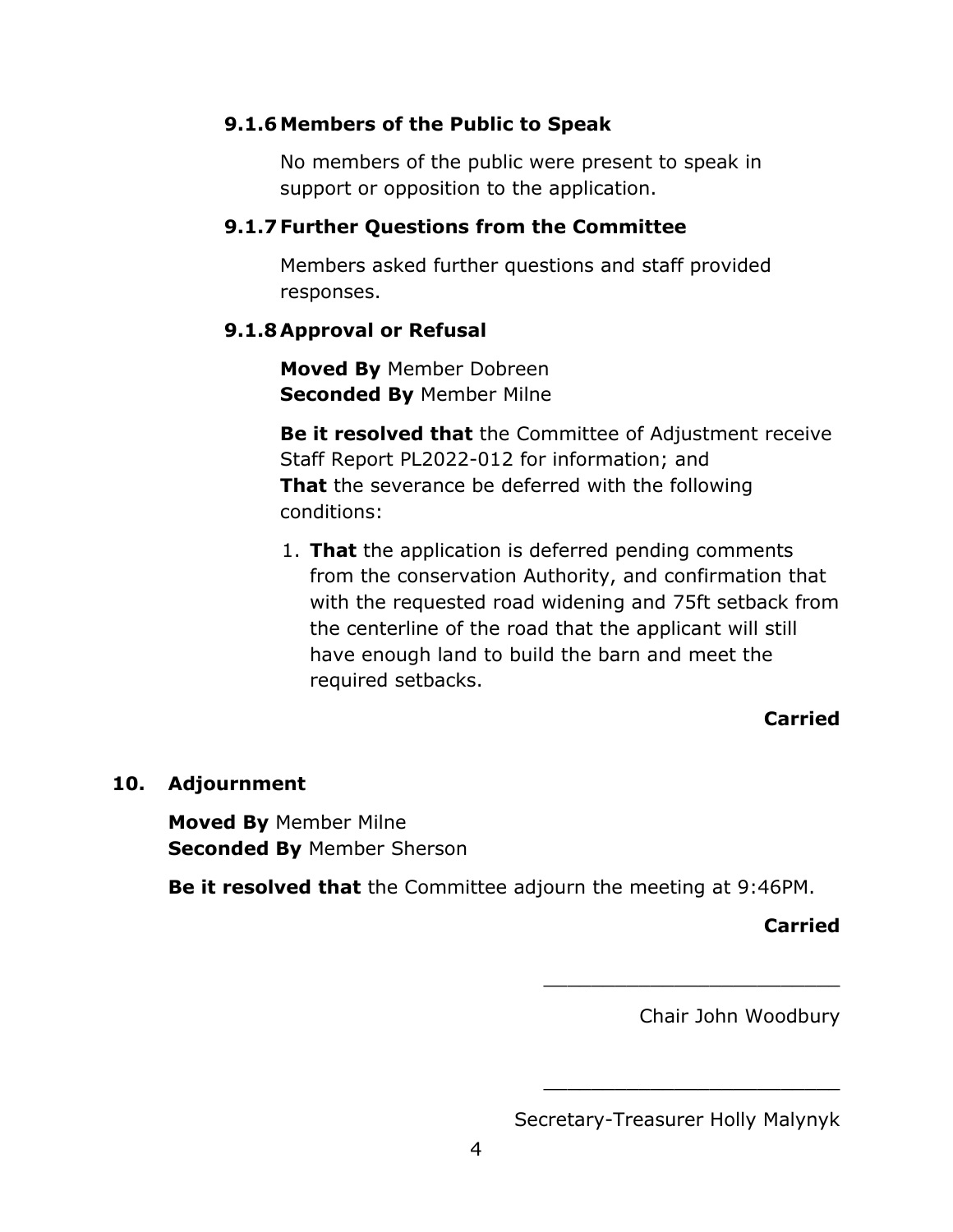#### 9.1.6 Members of the Public to Speak

No members of the public were present to speak in support or opposition to the application.

#### 9.1.7 Further Questions from the Committee

Members asked further questions and staff provided responses.

#### 9.1.8 Approval or Refusal

**Moved By** Member Dobreen
**Seconded By** Member Milne

**Be it resolved that** the Committee of Adjustment receive Staff Report PL2022-012 for information; and
**That** the severance be deferred with the following conditions:

1. **That** the application is deferred pending comments from the conservation Authority, and confirmation that with the requested road widening and 75ft setback from the centerline of the road that the applicant will still have enough land to build the barn and meet the required setbacks.

**Carried**

## 10. Adjournment

**Moved By** Member Milne
**Seconded By** Member Sherson

**Be it resolved that** the Committee adjourn the meeting at 9:46PM.

**Carried**

\_\_\_\_\_\_\_\_\_\_\_\_\_\_\_\_\_\_\_\_\_\_\_\_\_

Chair John Woodbury

\_\_\_\_\_\_\_\_\_\_\_\_\_\_\_\_\_\_\_\_\_\_\_\_\_

Secretary-Treasurer Holly Malynyk